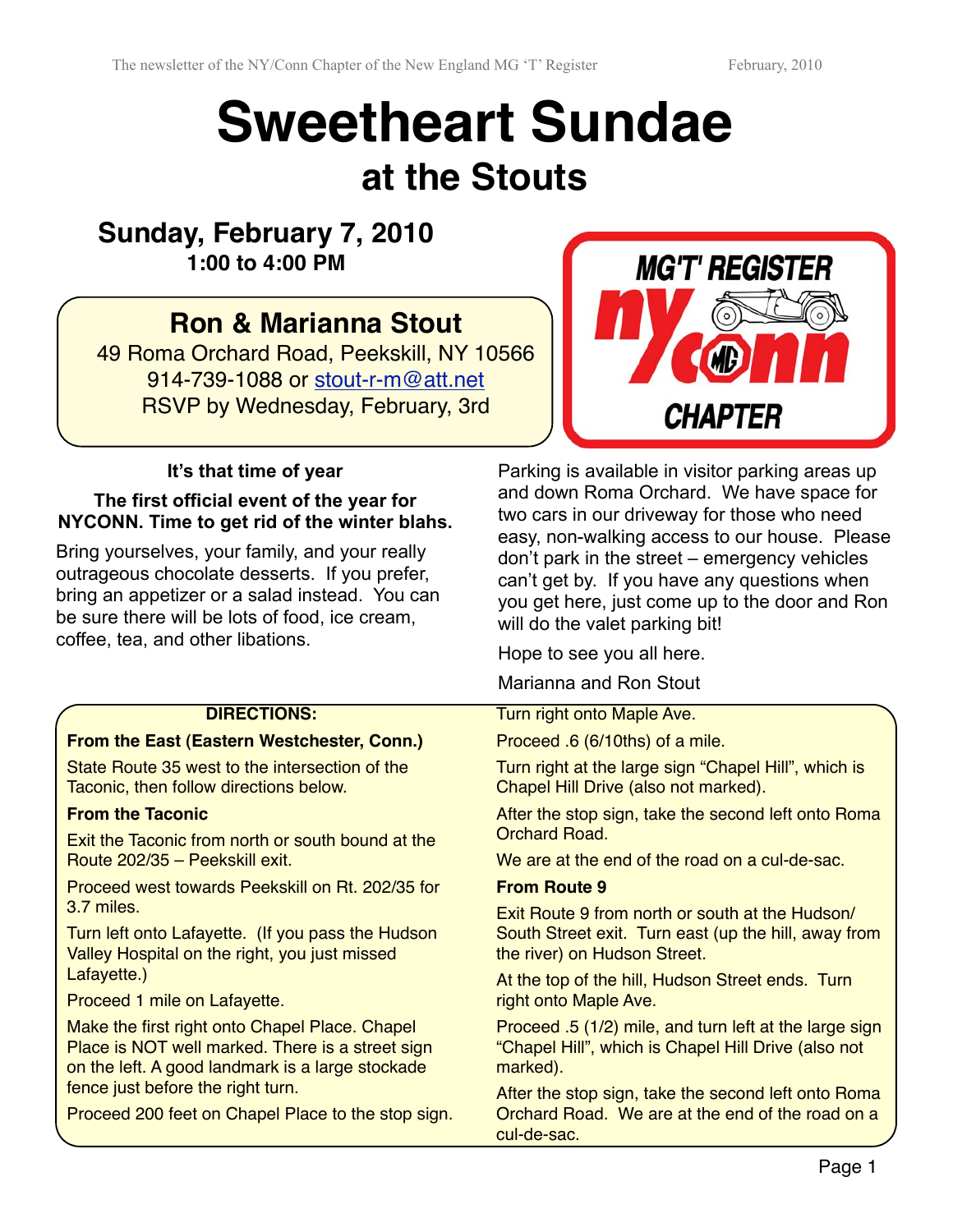# Sweetheart Sundae

## at the Stouts

### Sunday, February 7, 2010

**1:00 to 4:00 PM**

**Ron & Marianna Stout**

49 Roma Orchard Road, Peekskill, NY 10566
914-739-1088 or stout-r-m@att.net
RSVP by Wednesday, February, 3rd

MG'T' REGISTER
ny conn
CHAPTER

**It's that time of year**

**The first official event of the year for NYCONN. Time to get rid of the winter blahs.**

Bring yourselves, your family, and your really outrageous chocolate desserts. If you prefer, bring an appetizer or a salad instead. You can be sure there will be lots of food, ice cream, coffee, tea, and other libations.

Parking is available in visitor parking areas up and down Roma Orchard. We have space for two cars in our driveway for those who need easy, non-walking access to our house. Please don't park in the street – emergency vehicles can't get by. If you have any questions when you get here, just come up to the door and Ron will do the valet parking bit!

Hope to see you all here.

Marianna and Ron Stout

**DIRECTIONS:**

**From the East (Eastern Westchester, Conn.)**

State Route 35 west to the intersection of the Taconic, then follow directions below.

**From the Taconic**

Exit the Taconic from north or south bound at the Route 202/35 – Peekskill exit.

Proceed west towards Peekskill on Rt. 202/35 for 3.7 miles.

Turn left onto Lafayette. (If you pass the Hudson Valley Hospital on the right, you just missed Lafayette.)

Proceed 1 mile on Lafayette.

Make the first right onto Chapel Place. Chapel Place is NOT well marked. There is a street sign on the left. A good landmark is a large stockade fence just before the right turn.

Proceed 200 feet on Chapel Place to the stop sign.

Turn right onto Maple Ave.

Proceed .6 (6/10ths) of a mile.

Turn right at the large sign "Chapel Hill", which is Chapel Hill Drive (also not marked).

After the stop sign, take the second left onto Roma Orchard Road.

We are at the end of the road on a cul-de-sac.

**From Route 9**

Exit Route 9 from north or south at the Hudson/South Street exit. Turn east (up the hill, away from the river) on Hudson Street.

At the top of the hill, Hudson Street ends. Turn right onto Maple Ave.

Proceed .5 (1/2) mile, and turn left at the large sign "Chapel Hill", which is Chapel Hill Drive (also not marked).

After the stop sign, take the second left onto Roma Orchard Road. We are at the end of the road on a cul-de-sac.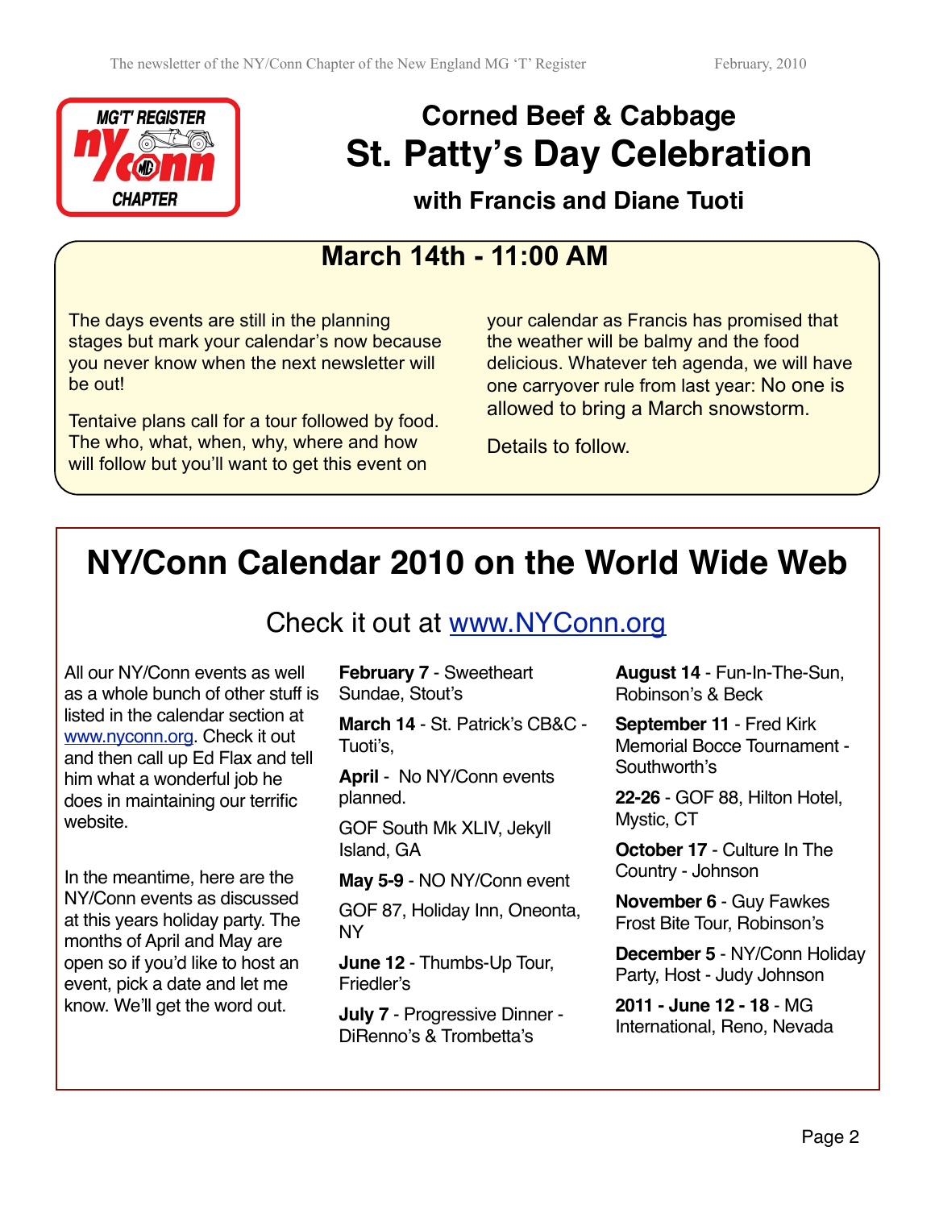# Corned Beef & Cabbage

# St. Patty's Day Celebration

### with Francis and Diane Tuoti

## March 14th - 11:00 AM

The days events are still in the planning stages but mark your calendar's now because you never know when the next newsletter will be out!

Tentaive plans call for a tour followed by food. The who, what, when, why, where and how will follow but you'll want to get this event on your calendar as Francis has promised that the weather will be balmy and the food delicious. Whatever teh agenda, we will have one carryover rule from last year: No one is allowed to bring a March snowstorm.

Details to follow.

# NY/Conn Calendar 2010 on the World Wide Web

Check it out at [www.NYConn.org](http://www.NYConn.org)

All our NY/Conn events as well as a whole bunch of other stuff is listed in the calendar section at [www.nyconn.org](http://www.nyconn.org). Check it out and then call up Ed Flax and tell him what a wonderful job he does in maintaining our terrific website.

In the meantime, here are the NY/Conn events as discussed at this years holiday party. The months of April and May are open so if you'd like to host an event, pick a date and let me know. We'll get the word out.

**February 7** - Sweetheart Sundae, Stout's

**March 14** - St. Patrick's CB&C - Tuoti's,

**April** - No NY/Conn events planned.

GOF South Mk XLIV, Jekyll Island, GA

**May 5-9** - NO NY/Conn event

GOF 87, Holiday Inn, Oneonta, NY

**June 12** - Thumbs-Up Tour, Friedler's

**July 7** - Progressive Dinner - DiRenno's & Trombetta's

**August 14** - Fun-In-The-Sun, Robinson's & Beck

**September 11** - Fred Kirk Memorial Bocce Tournament - Southworth's

**22-26** - GOF 88, Hilton Hotel, Mystic, CT

**October 17** - Culture In The Country - Johnson

**November 6** - Guy Fawkes Frost Bite Tour, Robinson's

**December 5** - NY/Conn Holiday Party, Host - Judy Johnson

**2011 - June 12 - 18** - MG International, Reno, Nevada